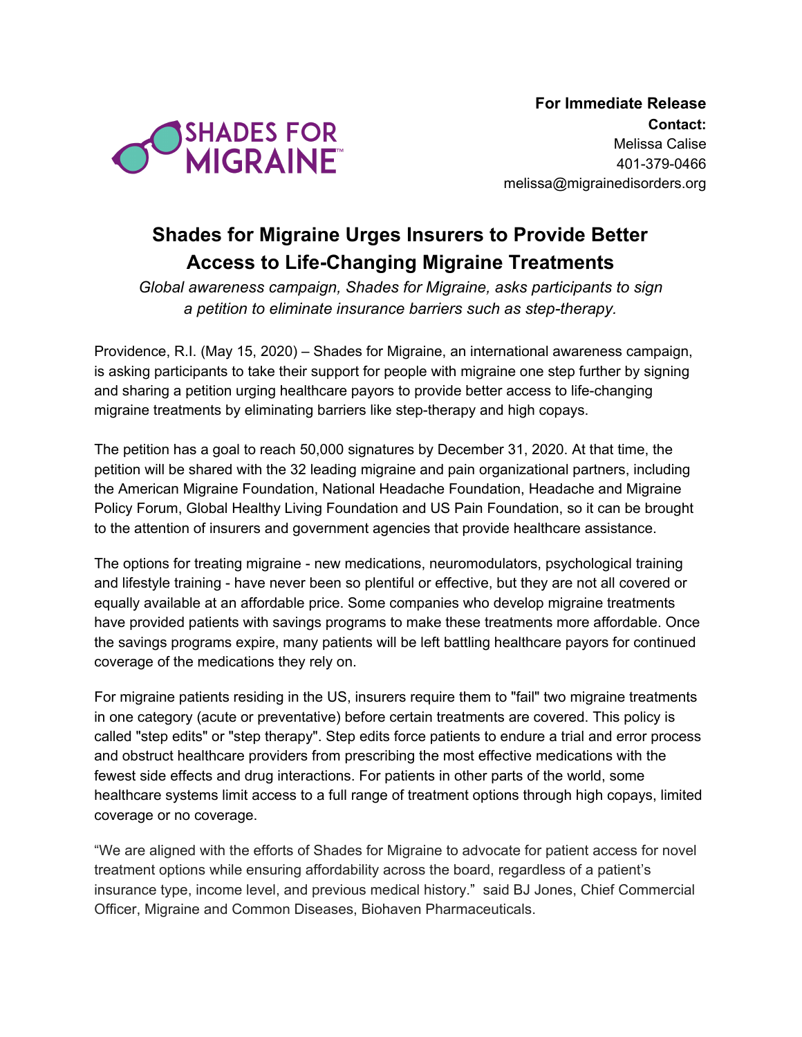SHADES FOR MIGRAINE™

**For Immediate Release**
**Contact:**
Melissa Calise
401-379-0466
melissa@migrainedisorders.org

# Shades for Migraine Urges Insurers to Provide Better Access to Life-Changing Migraine Treatments

*Global awareness campaign, Shades for Migraine, asks participants to sign a petition to eliminate insurance barriers such as step-therapy.*

Providence, R.I. (May 15, 2020) – Shades for Migraine, an international awareness campaign, is asking participants to take their support for people with migraine one step further by signing and sharing a petition urging healthcare payors to provide better access to life-changing migraine treatments by eliminating barriers like step-therapy and high copays.

The petition has a goal to reach 50,000 signatures by December 31, 2020. At that time, the petition will be shared with the 32 leading migraine and pain organizational partners, including the American Migraine Foundation, National Headache Foundation, Headache and Migraine Policy Forum, Global Healthy Living Foundation and US Pain Foundation, so it can be brought to the attention of insurers and government agencies that provide healthcare assistance.

The options for treating migraine - new medications, neuromodulators, psychological training and lifestyle training - have never been so plentiful or effective, but they are not all covered or equally available at an affordable price. Some companies who develop migraine treatments have provided patients with savings programs to make these treatments more affordable. Once the savings programs expire, many patients will be left battling healthcare payors for continued coverage of the medications they rely on.

For migraine patients residing in the US, insurers require them to "fail" two migraine treatments in one category (acute or preventative) before certain treatments are covered. This policy is called "step edits" or "step therapy". Step edits force patients to endure a trial and error process and obstruct healthcare providers from prescribing the most effective medications with the fewest side effects and drug interactions. For patients in other parts of the world, some healthcare systems limit access to a full range of treatment options through high copays, limited coverage or no coverage.

"We are aligned with the efforts of Shades for Migraine to advocate for patient access for novel treatment options while ensuring affordability across the board, regardless of a patient's insurance type, income level, and previous medical history." said BJ Jones, Chief Commercial Officer, Migraine and Common Diseases, Biohaven Pharmaceuticals.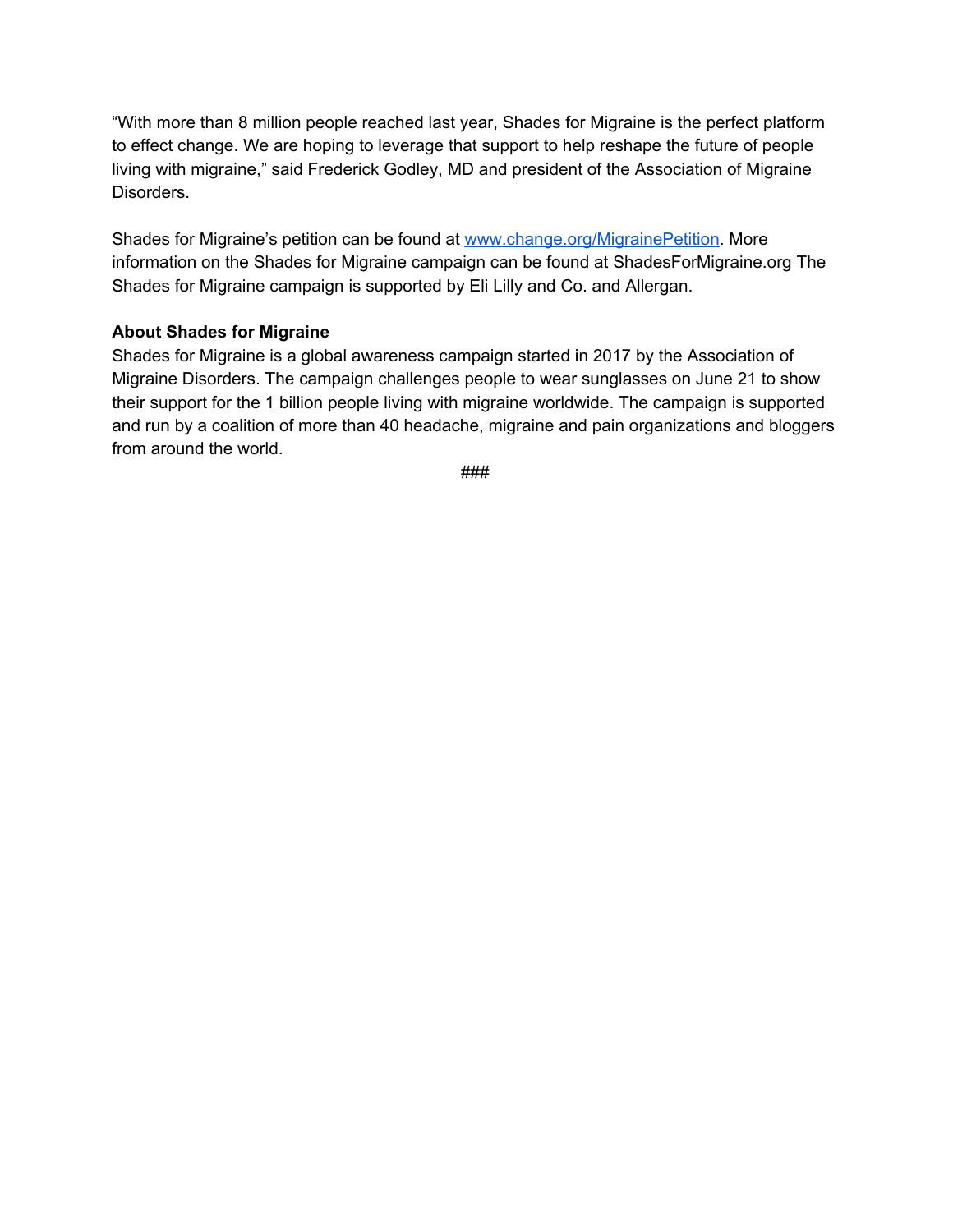"With more than 8 million people reached last year, Shades for Migraine is the perfect platform to effect change. We are hoping to leverage that support to help reshape the future of people living with migraine," said Frederick Godley, MD and president of the Association of Migraine Disorders.

Shades for Migraine's petition can be found at [www.change.org/MigrainePetition](http://www.change.org/MigrainePetition). More information on the Shades for Migraine campaign can be found at ShadesForMigraine.org The Shades for Migraine campaign is supported by Eli Lilly and Co. and Allergan.

**About Shades for Migraine**

Shades for Migraine is a global awareness campaign started in 2017 by the Association of Migraine Disorders. The campaign challenges people to wear sunglasses on June 21 to show their support for the 1 billion people living with migraine worldwide. The campaign is supported and run by a coalition of more than 40 headache, migraine and pain organizations and bloggers from around the world.

###